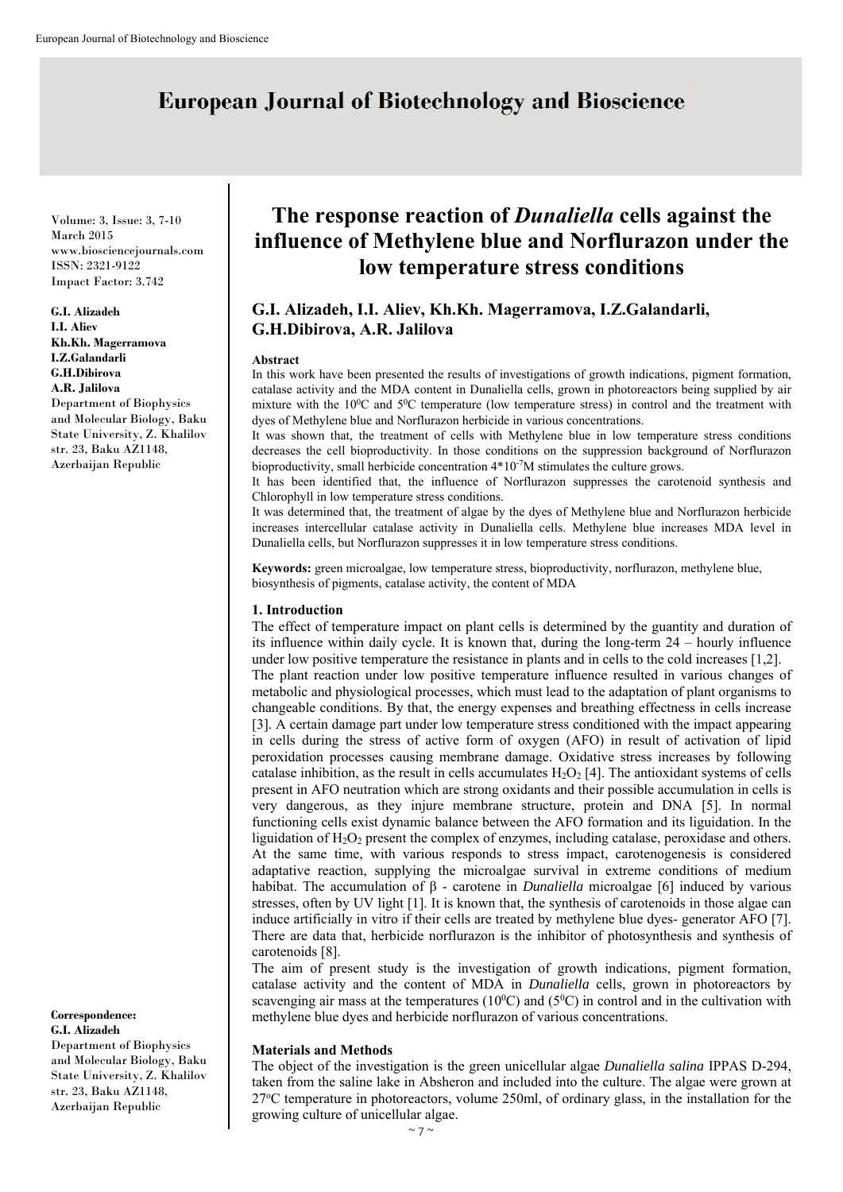# The response reaction of *Dunaliella* cells against the influence of Methylene blue and Norflurazon under the low temperature stress conditions

Volume: 3, Issue: 3, 7-10
March 2015
www.biosciencejournals.com
ISSN: 2321-9122
Impact Factor: 3.742

**G.I. Alizadeh, I.I. Aliev, Kh.Kh. Magerramova, I.Z.Galandarli, G.H.Dibirova, A.R. Jalilova**

**G.I. Alizadeh**
**I.I. Aliev**
**Kh.Kh. Magerramova**
**I.Z.Galandarli**
**G.H.Dibirova**
**A.R. Jalilova**
Department of Biophysics and Molecular Biology, Baku State University, Z. Khalilov str. 23, Baku AZ1148, Azerbaijan Republic

**Correspondence:**
**G.I. Alizadeh**
Department of Biophysics and Molecular Biology, Baku State University, Z. Khalilov str. 23, Baku AZ1148, Azerbaijan Republic

**Abstract**

In this work have been presented the results of investigations of growth indications, pigment formation, catalase activity and the MDA content in Dunaliella cells, grown in photoreactors being supplied by air mixture with the $10^0$C and $5^0$C temperature (low temperature stress) in control and the treatment with dyes of Methylene blue and Norflurazon herbicide in various concentrations.

It was shown that, the treatment of cells with Methylene blue in low temperature stress conditions decreases the cell bioproductivity. In those conditions on the suppression background of Norflurazon bioproductivity, small herbicide concentration $4*10^{-7}$M stimulates the culture grows.

It has been identified that, the influence of Norflurazon suppresses the carotenoid synthesis and Chlorophyll in low temperature stress conditions.

It was determined that, the treatment of algae by the dyes of Methylene blue and Norflurazon herbicide increases intercellular catalase activity in Dunaliella cells. Methylene blue increases MDA level in Dunaliella cells, but Norflurazon suppresses it in low temperature stress conditions.

**Keywords:** green microalgae, low temperature stress, bioproductivity, norflurazon, methylene blue, biosynthesis of pigments, catalase activity, the content of MDA

## 1. Introduction

The effect of temperature impact on plant cells is determined by the guantity and duration of its influence within daily cycle. It is known that, during the long-term 24 – hourly influence under low positive temperature the resistance in plants and in cells to the cold increases [1,2].

The plant reaction under low positive temperature influence resulted in various changes of metabolic and physiological processes, which must lead to the adaptation of plant organisms to changeable conditions. By that, the energy expenses and breathing effectness in cells increase [3]. A certain damage part under low temperature stress conditioned with the impact appearing in cells during the stress of active form of oxygen (AFO) in result of activation of lipid peroxidation processes causing membrane damage. Oxidative stress increases by following catalase inhibition, as the result in cells accumulates $H_2O_2$ [4]. The antioxidant systems of cells present in AFO neutration which are strong oxidants and their possible accumulation in cells is very dangerous, as they injure membrane structure, protein and DNA [5]. In normal functioning cells exist dynamic balance between the AFO formation and its liguidation. In the liguidation of $H_2O_2$ present the complex of enzymes, including catalase, peroxidase and others. At the same time, with various responds to stress impact, carotenogenesis is considered adaptative reaction, supplying the microalgae survival in extreme conditions of medium habibat. The accumulation of β - carotene in *Dunaliella* microalgae [6] induced by various stresses, often by UV light [1]. It is known that, the synthesis of carotenoids in those algae can induce artificially in vitro if their cells are treated by methylene blue dyes- generator AFO [7]. There are data that, herbicide norflurazon is the inhibitor of photosynthesis and synthesis of carotenoids [8].

The aim of present study is the investigation of growth indications, pigment formation, catalase activity and the content of MDA in *Dunaliella* cells, grown in photoreactors by scavenging air mass at the temperatures ($10^0$C) and ($5^0$C) in control and in the cultivation with methylene blue dyes and herbicide norflurazon of various concentrations.

### Materials and Methods

The object of the investigation is the green unicellular algae *Dunaliella salina* IPPAS D-294, taken from the saline lake in Absheron and included into the culture. The algae were grown at $27^o$C temperature in photoreactors, volume 250ml, of ordinary glass, in the installation for the growing culture of unicellular algae.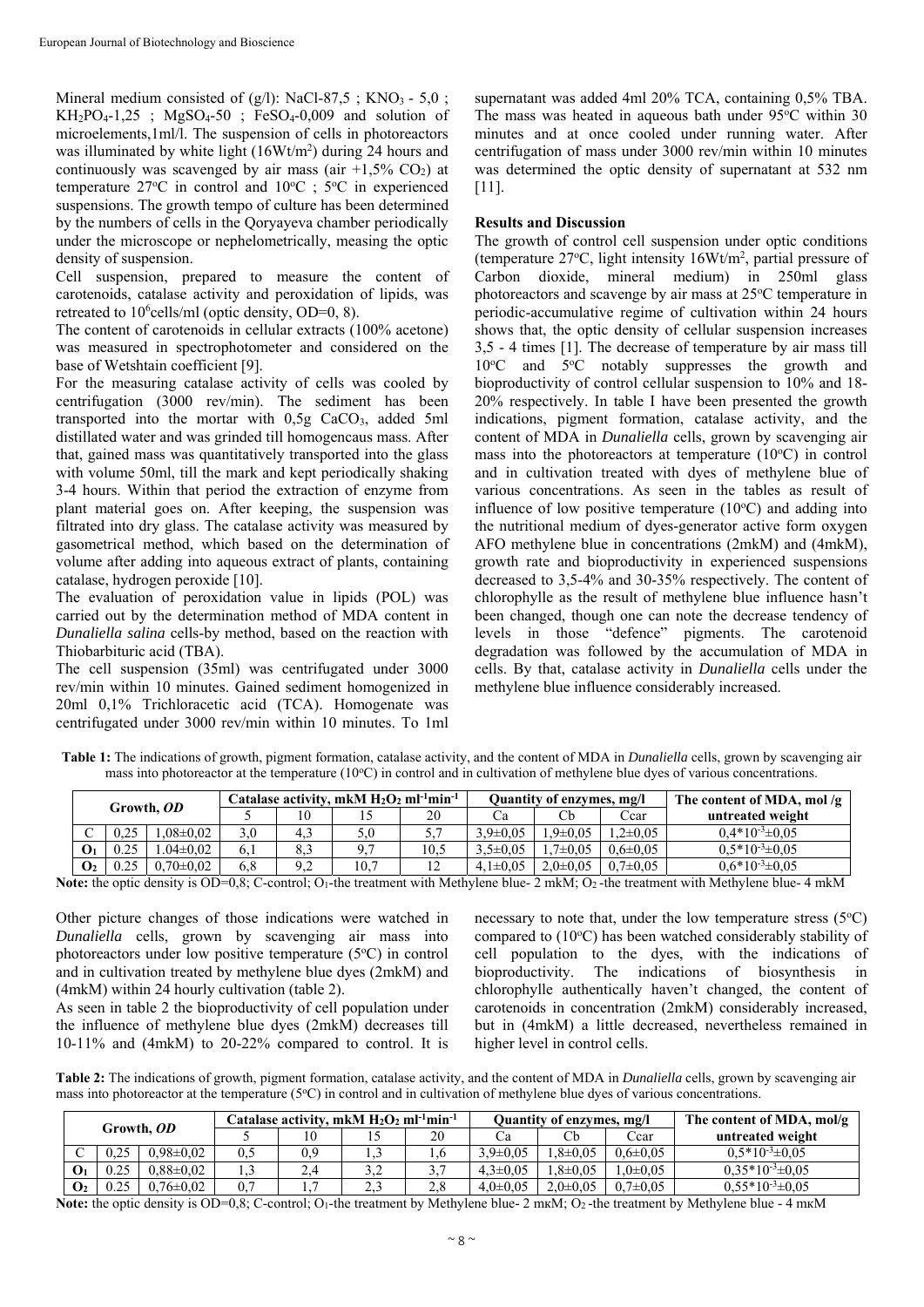Mineral medium consisted of (g/l): NaCl-87,5 ; $KNO_3$ - 5,0 ; $KH_2PO_4$-1,25 ; $MgSO_4$-50 ; $FeSO_4$-0,009 and solution of microelements,1ml/l. The suspension of cells in photoreactors was illuminated by white light (16Wt/$m^2$) during 24 hours and continuously was scavenged by air mass (air +1,5% $CO_2$) at temperature 27°C in control and 10°C ; 5°C in experienced suspensions. The growth tempo of culture has been determined by the numbers of cells in the Qoryayeva chamber periodically under the microscope or nephelometrically, measing the optic density of suspension.

Cell suspension, prepared to measure the content of carotenoids, catalase activity and peroxidation of lipids, was retreated to $10^6$cells/ml (optic density, OD=0, 8).

The content of carotenoids in cellular extracts (100% acetone) was measured in spectrophotometer and considered on the base of Wetshtain coefficient [9].

For the measuring catalase activity of cells was cooled by centrifugation (3000 rev/min). The sediment has been transported into the mortar with 0,5g $CaCO_3$, added 5ml distillated water and was grinded till homogencaus mass. After that, gained mass was quantitatively transported into the glass with volume 50ml, till the mark and kept periodically shaking 3-4 hours. Within that period the extraction of enzyme from plant material goes on. After keeping, the suspension was filtrated into dry glass. The catalase activity was measured by gasometrical method, which based on the determination of volume after adding into aqueous extract of plants, containing catalase, hydrogen peroxide [10].

The evaluation of peroxidation value in lipids (POL) was carried out by the determination method of MDA content in *Dunaliella salina* cells-by method, based on the reaction with Thiobarbituric acid (TBA).

The cell suspension (35ml) was centrifugated under 3000 rev/min within 10 minutes. Gained sediment homogenized in 20ml 0,1% Trichloracetic acid (TCA). Homogenate was centrifugated under 3000 rev/min within 10 minutes. To 1ml supernatant was added 4ml 20% TCA, containing 0,5% TBA. The mass was heated in aqueous bath under 95°C within 30 minutes and at once cooled under running water. After centrifugation of mass under 3000 rev/min within 10 minutes was determined the optic density of supernatant at 532 nm [11].

## Results and Discussion

The growth of control cell suspension under optic conditions (temperature 27°C, light intensity 16Wt/$m^2$, partial pressure of Carbon dioxide, mineral medium) in 250ml glass photoreactors and scavenge by air mass at 25°C temperature in periodic-accumulative regime of cultivation within 24 hours shows that, the optic density of cellular suspension increases 3,5 - 4 times [1]. The decrease of temperature by air mass till 10°C and 5°C notably suppresses the growth and bioproductivity of control cellular suspension to 10% and 18-20% respectively. In table I have been presented the growth indications, pigment formation, catalase activity, and the content of MDA in *Dunaliella* cells, grown by scavenging air mass into the photoreactors at temperature (10°C) in control and in cultivation treated with dyes of methylene blue of various concentrations. As seen in the tables as result of influence of low positive temperature (10°C) and adding into the nutritional medium of dyes-generator active form oxygen AFO methylene blue in concentrations (2mkM) and (4mkM), growth rate and bioproductivity in experienced suspensions decreased to 3,5-4% and 30-35% respectively. The content of chlorophylle as the result of methylene blue influence hasn't been changed, though one can note the decrease tendency of levels in those "defence" pigments. The carotenoid degradation was followed by the accumulation of MDA in cells. By that, catalase activity in *Dunaliella* cells under the methylene blue influence considerably increased.

**Table 1:** The indications of growth, pigment formation, catalase activity, and the content of MDA in *Dunaliella* cells, grown by scavenging air mass into photoreactor at the temperature (10°C) in control and in cultivation of methylene blue dyes of various concentrations.

| Growth, *OD* | | | Catalase activity, mkM $H_2O_2$ $ml^{-1}min^{-1}$ | | | | Quantity of enzymes, mg/l | | | The content of MDA, mol /g untreated weight |
|---|---|---|---|---|---|---|---|---|---|---|
| | | | 5 | 10 | 15 | 20 | Ca | Cb | Ccar | |
| C | 0,25 | 1,08±0,02 | 3,0 | 4,3 | 5,0 | 5,7 | 3,9±0,05 | 1,9±0,05 | 1,2±0,05 | $0,4*10^{-3}$±0,05 |
| **O₁** | 0.25 | 1.04±0,02 | 6,1 | 8,3 | 9,7 | 10,5 | 3,5±0,05 | 1,7±0,05 | 0,6±0,05 | $0,5*10^{-3}$±0,05 |
| **O₂** | 0.25 | 0,70±0,02 | 6,8 | 9,2 | 10,7 | 12 | 4,1±0,05 | 2,0±0,05 | 0,7±0,05 | $0,6*10^{-3}$±0,05 |

**Note:** the optic density is OD=0,8; C-control; $O_1$-the treatment with Methylene blue- 2 mkM; $O_2$ -the treatment with Methylene blue- 4 mkM

Other picture changes of those indications were watched in *Dunaliella* cells, grown by scavenging air mass into photoreactors under low positive temperature (5°C) in control and in cultivation treated by methylene blue dyes (2mkM) and (4mkM) within 24 hourly cultivation (table 2).

As seen in table 2 the bioproductivity of cell population under the influence of methylene blue dyes (2mkM) decreases till 10-11% and (4mkM) to 20-22% compared to control. It is necessary to note that, under the low temperature stress (5°C) compared to (10°C) has been watched considerably stability of cell population to the dyes, with the indications of bioproductivity. The indications of biosynthesis in chlorophylle authentically haven't changed, the content of carotenoids in concentration (2mkM) considerably increased, but in (4mkM) a little decreased, nevertheless remained in higher level in control cells.

**Table 2:** The indications of growth, pigment formation, catalase activity, and the content of MDA in *Dunaliella* cells, grown by scavenging air mass into photoreactor at the temperature (5°C) in control and in cultivation of methylene blue dyes of various concentrations.

| Growth, *OD* | | | Catalase activity, mkM $H_2O_2$ $ml^{-1}min^{-1}$ | | | | Quantity of enzymes, mg/l | | | The content of MDA, mol/g untreated weight |
|---|---|---|---|---|---|---|---|---|---|---|
| | | | 5 | 10 | 15 | 20 | Ca | Cb | Ccar | |
| C | 0,25 | 0,98±0,02 | 0,5 | 0,9 | 1,3 | 1,6 | 3,9±0,05 | 1,8±0,05 | 0,6±0,05 | $0,5*10^{-3}$±0,05 |
| **O₁** | 0.25 | 0,88±0,02 | 1,3 | 2,4 | 3,2 | 3,7 | 4,3±0,05 | 1,8±0,05 | 1,0±0,05 | $0,35*10^{-3}$±0,05 |
| **O₂** | 0.25 | 0,76±0,02 | 0,7 | 1,7 | 2,3 | 2,8 | 4,0±0,05 | 2,0±0,05 | 0,7±0,05 | $0,55*10^{-3}$±0,05 |

**Note:** the optic density is OD=0,8; C-control; $O_1$-the treatment by Methylene blue- 2 mкM; $O_2$ -the treatment by Methylene blue - 4 mкM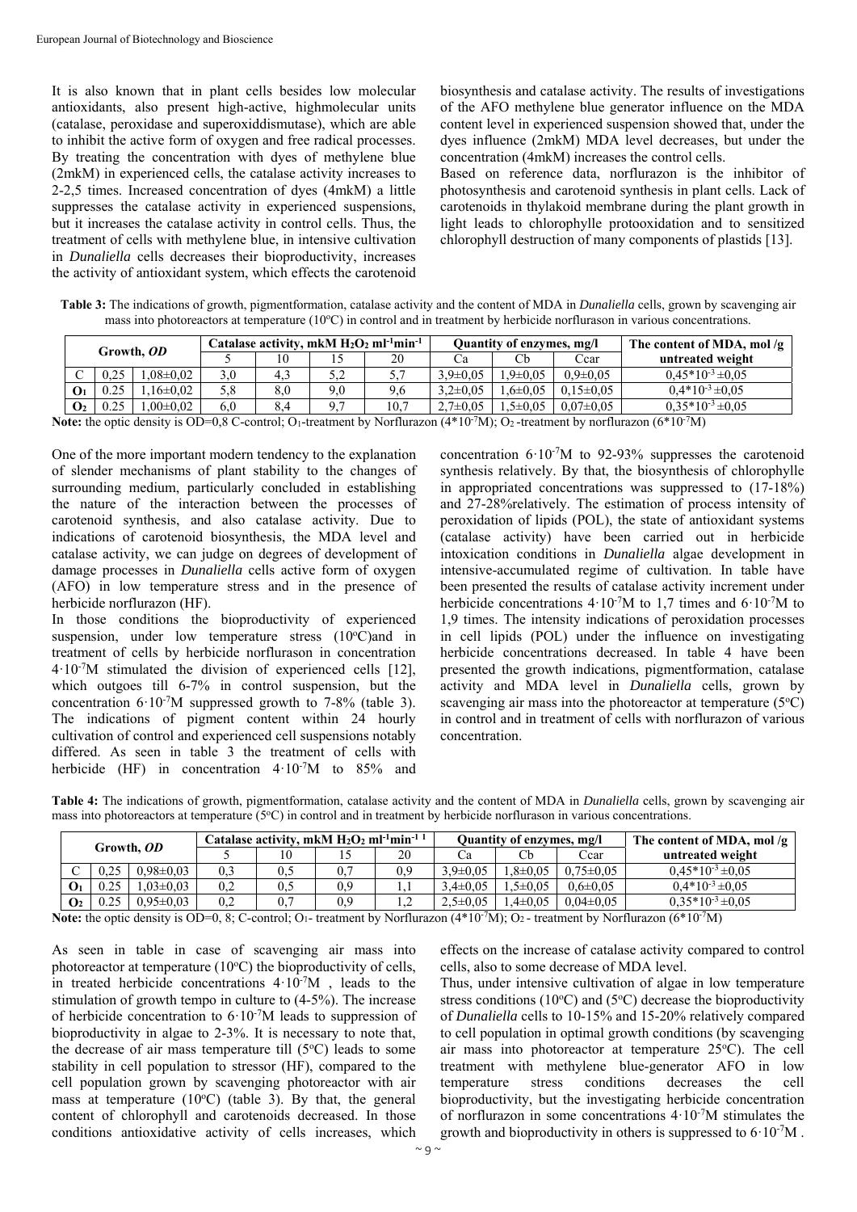It is also known that in plant cells besides low molecular antioxidants, also present high-active, highmolecular units (catalase, peroxidase and superoxiddismutase), which are able to inhibit the active form of oxygen and free radical processes. By treating the concentration with dyes of methylene blue (2mkM) in experienced cells, the catalase activity increases to 2-2,5 times. Increased concentration of dyes (4mkM) a little suppresses the catalase activity in experienced suspensions, but it increases the catalase activity in control cells. Thus, the treatment of cells with methylene blue, in intensive cultivation in *Dunaliella* cells decreases their bioproductivity, increases the activity of antioxidant system, which effects the carotenoid biosynthesis and catalase activity. The results of investigations of the AFO methylene blue generator influence on the MDA content level in experienced suspension showed that, under the dyes influence (2mkM) MDA level decreases, but under the concentration (4mkM) increases the control cells.

Based on reference data, norflurazon is the inhibitor of photosynthesis and carotenoid synthesis in plant cells. Lack of carotenoids in thylakoid membrane during the plant growth in light leads to chlorophylle protooxidation and to sensitized chlorophyll destruction of many components of plastids [13].

**Table 3:** The indications of growth, pigmentformation, catalase activity and the content of MDA in *Dunaliella* cells, grown by scavenging air mass into photoreactors at temperature (10°C) in control and in treatment by herbicide norflurason in various concentrations.

| Growth, *OD* | | | Catalase activity, mkM $H_2O_2$ $ml^{-1}min^{-1}$ | | | | Quantity of enzymes, mg/l | | | The content of MDA, mol /g untreated weight |
|---|---|---|---|---|---|---|---|---|---|---|
| | | | 5 | 10 | 15 | 20 | Ca | Cb | Ccar | |
| C | 0,25 | 1,08±0,02 | 3,0 | 4,3 | 5,2 | 5,7 | 3,9±0,05 | 1,9±0,05 | 0,9±0,05 | $0{,}45{*}10^{-3}$ ±0,05 |
| $O_1$ | 0.25 | 1,16±0,02 | 5,8 | 8,0 | 9,0 | 9,6 | 3,2±0,05 | 1,6±0,05 | 0,15±0,05 | $0{,}4{*}10^{-3}$ ±0,05 |
| $O_2$ | 0.25 | 1,00±0,02 | 6,0 | 8,4 | 9,7 | 10,7 | 2,7±0,05 | 1,5±0,05 | 0,07±0,05 | $0{,}35{*}10^{-3}$ ±0,05 |

**Note:** the optic density is OD=0,8 C-control; $O_1$-treatment by Norflurazon ($4{*}10^{-7}$M); $O_2$ -treatment by norflurazon ($6{*}10^{-7}$M)

One of the more important modern tendency to the explanation of slender mechanisms of plant stability to the changes of surrounding medium, particularly concluded in establishing the nature of the interaction between the processes of carotenoid synthesis, and also catalase activity. Due to indications of carotenoid biosynthesis, the MDA level and catalase activity, we can judge on degrees of development of damage processes in *Dunaliella* cells active form of oxygen (AFO) in low temperature stress and in the presence of herbicide norflurazon (HF).

In those conditions the bioproductivity of experienced suspension, under low temperature stress (10°C)and in treatment of cells by herbicide norflurason in concentration $4{\cdot}10^{-7}$M stimulated the division of experienced cells [12], which outgoes till 6-7% in control suspension, but the concentration $6{\cdot}10^{-7}$M suppressed growth to 7-8% (table 3). The indications of pigment content within 24 hourly cultivation of control and experienced cell suspensions notably differed. As seen in table 3 the treatment of cells with herbicide (HF) in concentration $4{\cdot}10^{-7}$M to 85% and concentration $6{\cdot}10^{-7}$M to 92-93% suppresses the carotenoid synthesis relatively. By that, the biosynthesis of chlorophylle in appropriated concentrations was suppressed to (17-18%) and 27-28%relatively. The estimation of process intensity of peroxidation of lipids (POL), the state of antioxidant systems (catalase activity) have been carried out in herbicide intoxication conditions in *Dunaliella* algae development in intensive-accumulated regime of cultivation. In table have been presented the results of catalase activity increment under herbicide concentrations $4{\cdot}10^{-7}$M to 1,7 times and $6{\cdot}10^{-7}$M to 1,9 times. The intensity indications of peroxidation processes in cell lipids (POL) under the influence on investigating herbicide concentrations decreased. In table 4 have been presented the growth indications, pigmentformation, catalase activity and MDA level in *Dunaliella* cells, grown by scavenging air mass into the photoreactor at temperature (5°C) in control and in treatment of cells with norflurazon of various concentration.

**Table 4:** The indications of growth, pigmentformation, catalase activity and the content of MDA in *Dunaliella* cells, grown by scavenging air mass into photoreactors at temperature (5°C) in control and in treatment by herbicide norflurason in various concentrations.

| Growth, *OD* | | | Catalase activity, mkM $H_2O_2$ $ml^{-1}min^{-1}$ | | | | Quantity of enzymes, mg/l | | | The content of MDA, mol /g untreated weight |
|---|---|---|---|---|---|---|---|---|---|---|
| | | | 5 | 10 | 15 | 20 | Ca | Cb | Ccar | |
| C | 0,25 | 0,98±0,03 | 0,3 | 0,5 | 0,7 | 0,9 | 3,9±0,05 | 1,8±0,05 | 0,75±0,05 | $0{,}45{*}10^{-3}$ ±0,05 |
| $O_1$ | 0.25 | 1,03±0,03 | 0,2 | 0,5 | 0,9 | 1,1 | 3,4±0,05 | 1,5±0,05 | 0,6±0,05 | $0{,}4{*}10^{-3}$ ±0,05 |
| $O_2$ | 0.25 | 0,95±0,03 | 0,2 | 0,7 | 0,9 | 1,2 | 2,5±0,05 | 1,4±0,05 | 0,04±0,05 | $0{,}35{*}10^{-3}$ ±0,05 |

**Note:** the optic density is OD=0, 8; C-control; $O_1$- treatment by Norflurazon ($4{*}10^{-7}$M); $O_2$ - treatment by Norflurazon ($6{*}10^{-7}$M)

As seen in table in case of scavenging air mass into photoreactor at temperature (10°C) the bioproductivity of cells, in treated herbicide concentrations $4{\cdot}10^{-7}$M , leads to the stimulation of growth tempo in culture to (4-5%). The increase of herbicide concentration to $6{\cdot}10^{-7}$M leads to suppression of bioproductivity in algae to 2-3%. It is necessary to note that, the decrease of air mass temperature till (5°C) leads to some stability in cell population to stressor (HF), compared to the cell population grown by scavenging photoreactor with air mass at temperature (10°C) (table 3). By that, the general content of chlorophyll and carotenoids decreased. In those conditions antioxidative activity of cells increases, which effects on the increase of catalase activity compared to control cells, also to some decrease of MDA level.

Thus, under intensive cultivation of algae in low temperature stress conditions (10°C) and (5°C) decrease the bioproductivity of *Dunaliella* cells to 10-15% and 15-20% relatively compared to cell population in optimal growth conditions (by scavenging air mass into photoreactor at temperature 25°C). The cell treatment with methylene blue-generator AFO in low temperature stress conditions decreases the cell bioproductivity, but the investigating herbicide concentration of norflurazon in some concentrations $4{\cdot}10^{-7}$M stimulates the growth and bioproductivity in others is suppressed to $6{\cdot}10^{-7}$M .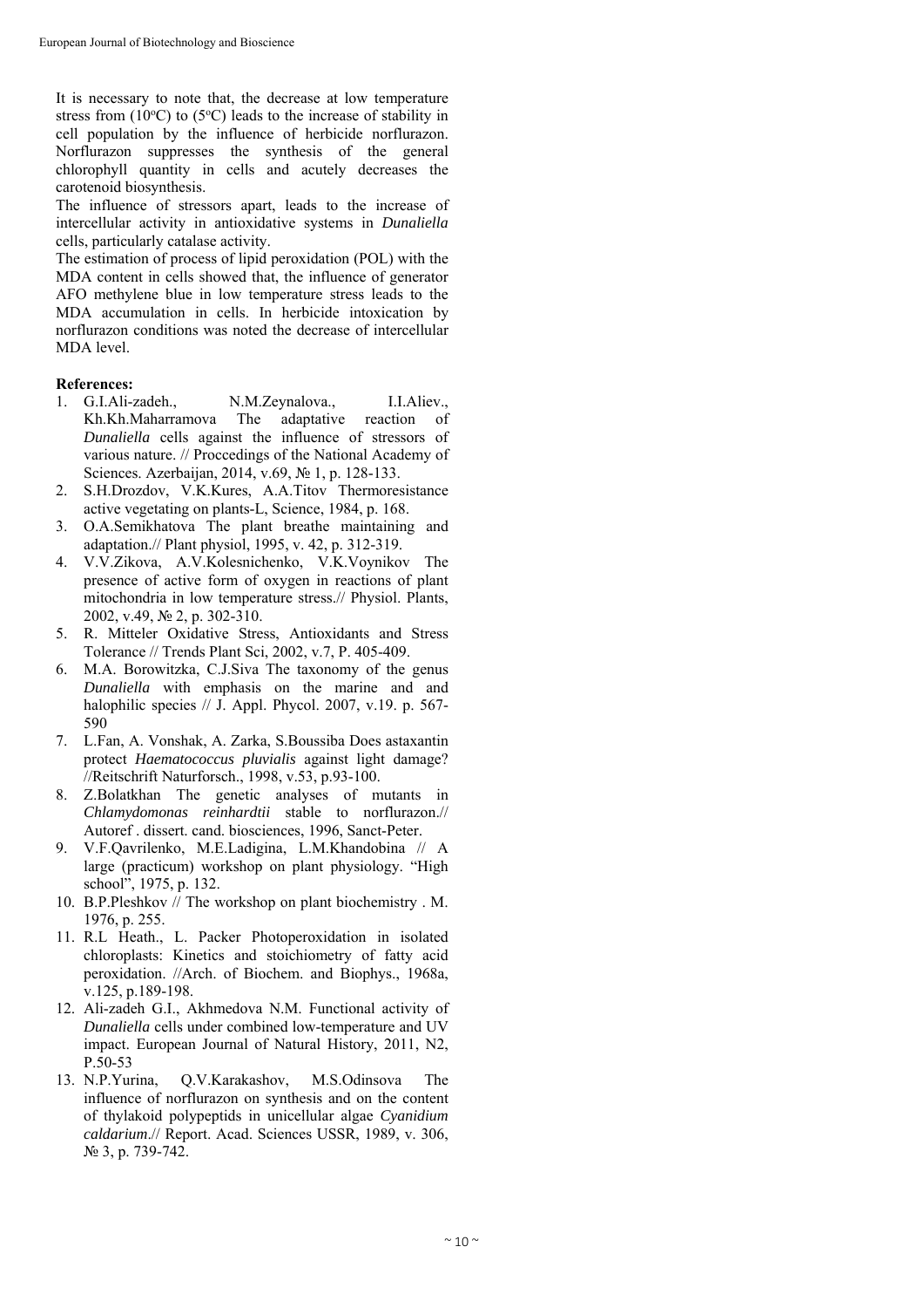It is necessary to note that, the decrease at low temperature stress from ($10^oC$) to ($5^oC$) leads to the increase of stability in cell population by the influence of herbicide norflurazon. Norflurazon suppresses the synthesis of the general chlorophyll quantity in cells and acutely decreases the carotenoid biosynthesis.

The influence of stressors apart, leads to the increase of intercellular activity in antioxidative systems in *Dunaliella* cells, particularly catalase activity.

The estimation of process of lipid peroxidation (POL) with the MDA content in cells showed that, the influence of generator AFO methylene blue in low temperature stress leads to the MDA accumulation in cells. In herbicide intoxication by norflurazon conditions was noted the decrease of intercellular MDA level.

**References:**

1. G.I.Ali-zadeh., N.M.Zeynalova., I.I.Aliev., Kh.Kh.Maharramova The adaptative reaction of *Dunaliella* cells against the influence of stressors of various nature. // Proccedings of the National Academy of Sciences. Azerbaijan, 2014, v.69, № 1, p. 128-133.
2. S.H.Drozdov, V.K.Kures, A.A.Titov Thermoresistance active vegetating on plants-L, Science, 1984, p. 168.
3. O.A.Semikhatova The plant breathe maintaining and adaptation.// Plant physiol, 1995, v. 42, p. 312-319.
4. V.V.Zikova, A.V.Kolesnichenko, V.K.Voynikov The presence of active form of oxygen in reactions of plant mitochondria in low temperature stress.// Physiol. Plants, 2002, v.49, № 2, p. 302-310.
5. R. Mitteler Oxidative Stress, Antioxidants and Stress Tolerance // Trends Plant Sci, 2002, v.7, P. 405-409.
6. M.A. Borowitzka, C.J.Siva The taxonomy of the genus *Dunaliella* with emphasis on the marine and and halophilic species // J. Appl. Phycol. 2007, v.19. p. 567-590
7. L.Fan, A. Vonshak, A. Zarka, S.Boussiba Does astaxantin protect *Haematococcus pluvialis* against light damage? //Reitschrift Naturforsch., 1998, v.53, p.93-100.
8. Z.Bolatkhan The genetic analyses of mutants in *Chlamydomonas reinhardtii* stable to norflurazon.// Autoref . dissert. cand. biosciences, 1996, Sanct-Peter.
9. V.F.Qavrilenko, M.E.Ladigina, L.M.Khandobina // A large (practicum) workshop on plant physiology. "High school", 1975, p. 132.
10. B.P.Pleshkov // The workshop on plant biochemistry . M. 1976, p. 255.
11. R.L Heath., L. Packer Photoperoxidation in isolated chloroplasts: Kinetics and stoichiometry of fatty acid peroxidation. //Arch. of Biochem. and Biophys., 1968a, v.125, p.189-198.
12. Ali-zadeh G.I., Akhmedova N.M. Functional activity of *Dunaliella* cells under combined low-temperature and UV impact. European Journal of Natural History, 2011, N2, P.50-53
13. N.P.Yurina, Q.V.Karakashov, M.S.Odinsova The influence of norflurazon on synthesis and on the content of thylakoid polypeptids in unicellular algae *Cyanidium caldarium*.// Report. Acad. Sciences USSR, 1989, v. 306, № 3, p. 739-742.